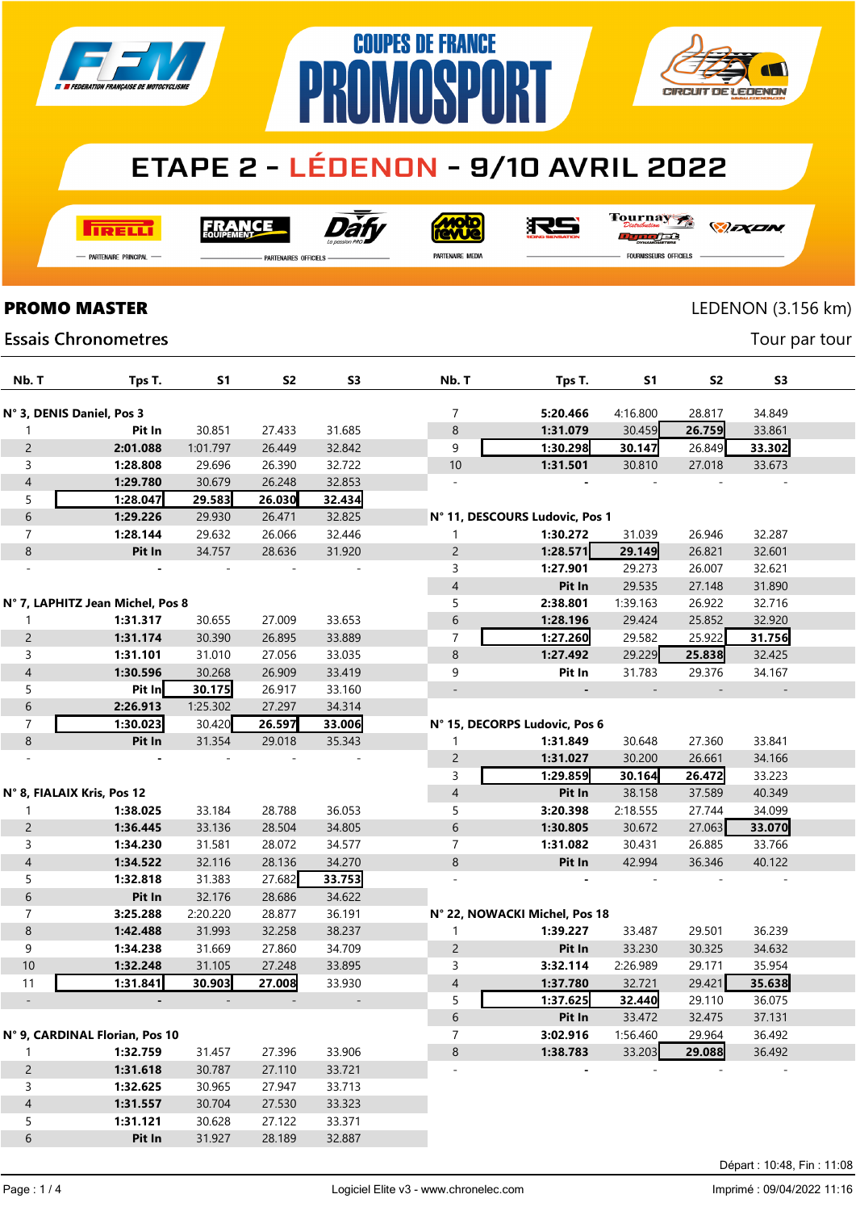# COUPES DE FRANCE PROMOSPORT

## ETAPE 2 - LÉDENON - 9/10 AVRIL 2022

PARTENAIRE PRINCIPAL · PARTENAIRES OFFICIELS · PARTENAIRE MEDIA · FOURNISSEURS OFFICIELS

**PROMO MASTER** — LEDENON (3.156 km)

Essais Chronometres — Tour par tour

| Nb. T | Tps T. | S1 | S2 | S3 |
|---|---|---|---|---|
| **N° 3, DENIS Daniel, Pos 3** | | | | |
| 1 | Pit In | 30.851 | 27.433 | 31.685 |
| 2 | 2:01.088 | 1:01.797 | 26.449 | 32.842 |
| 3 | 1:28.808 | 29.696 | 26.390 | 32.722 |
| 4 | 1:29.780 | 30.679 | 26.248 | 32.853 |
| 5 | **1:28.047** | **29.583** | **26.030** | **32.434** |
| 6 | 1:29.226 | 29.930 | 26.471 | 32.825 |
| 7 | 1:28.144 | 29.632 | 26.066 | 32.446 |
| 8 | Pit In | 34.757 | 28.636 | 31.920 |
| - | - | - | - | - |
| **N° 7, LAPHITZ Jean Michel, Pos 8** | | | | |
| 1 | 1:31.317 | 30.655 | 27.009 | 33.653 |
| 2 | 1:31.174 | 30.390 | 26.895 | 33.889 |
| 3 | 1:31.101 | 31.010 | 27.056 | 33.035 |
| 4 | 1:30.596 | 30.268 | 26.909 | 33.419 |
| 5 | Pit In | **30.175** | 26.917 | 33.160 |
| 6 | 2:26.913 | 1:25.302 | 27.297 | 34.314 |
| 7 | **1:30.023** | 30.420 | **26.597** | **33.006** |
| 8 | Pit In | 31.354 | 29.018 | 35.343 |
| - | - | - | - | - |
| **N° 8, FIALAIX Kris, Pos 12** | | | | |
| 1 | 1:38.025 | 33.184 | 28.788 | 36.053 |
| 2 | 1:36.445 | 33.136 | 28.504 | 34.805 |
| 3 | 1:34.230 | 31.581 | 28.072 | 34.577 |
| 4 | 1:34.522 | 32.116 | 28.136 | 34.270 |
| 5 | 1:32.818 | 31.383 | 27.682 | **33.753** |
| 6 | Pit In | 32.176 | 28.686 | 34.622 |
| 7 | 3:25.288 | 2:20.220 | 28.877 | 36.191 |
| 8 | 1:42.488 | 31.993 | 32.258 | 38.237 |
| 9 | 1:34.238 | 31.669 | 27.860 | 34.709 |
| 10 | 1:32.248 | 31.105 | 27.248 | 33.895 |
| 11 | **1:31.841** | **30.903** | **27.008** | 33.930 |
| - | - | - | - | - |
| **N° 9, CARDINAL Florian, Pos 10** | | | | |
| 1 | 1:32.759 | 31.457 | 27.396 | 33.906 |
| 2 | 1:31.618 | 30.787 | 27.110 | 33.721 |
| 3 | 1:32.625 | 30.965 | 27.947 | 33.713 |
| 4 | 1:31.557 | 30.704 | 27.530 | 33.323 |
| 5 | 1:31.121 | 30.628 | 27.122 | 33.371 |
| 6 | Pit In | 31.927 | 28.189 | 32.887 |
| 7 | 5:20.466 | 4:16.800 | 28.817 | 34.849 |
| 8 | 1:31.079 | 30.459 | **26.759** | 33.861 |
| 9 | **1:30.298** | **30.147** | 26.849 | **33.302** |
| 10 | 1:31.501 | 30.810 | 27.018 | 33.673 |
| - | - | - | - | - |
| **N° 11, DESCOURS Ludovic, Pos 1** | | | | |
| 1 | 1:30.272 | 31.039 | 26.946 | 32.287 |
| 2 | 1:28.571 | **29.149** | 26.821 | 32.601 |
| 3 | 1:27.901 | 29.273 | 26.007 | 32.621 |
| 4 | Pit In | 29.535 | 27.148 | 31.890 |
| 5 | 2:38.801 | 1:39.163 | 26.922 | 32.716 |
| 6 | 1:28.196 | 29.424 | 25.852 | 32.920 |
| 7 | **1:27.260** | 29.582 | 25.922 | **31.756** |
| 8 | 1:27.492 | 29.229 | **25.838** | 32.425 |
| 9 | Pit In | 31.783 | 29.376 | 34.167 |
| - | - | - | - | - |
| **N° 15, DECORPS Ludovic, Pos 6** | | | | |
| 1 | 1:31.849 | 30.648 | 27.360 | 33.841 |
| 2 | 1:31.027 | 30.200 | 26.661 | 34.166 |
| 3 | **1:29.859** | **30.164** | **26.472** | 33.223 |
| 4 | Pit In | 38.158 | 37.589 | 40.349 |
| 5 | 3:20.398 | 2:18.555 | 27.744 | 34.099 |
| 6 | 1:30.805 | 30.672 | 27.063 | **33.070** |
| 7 | 1:31.082 | 30.431 | 26.885 | 33.766 |
| 8 | Pit In | 42.994 | 36.346 | 40.122 |
| - | - | - | - | - |
| **N° 22, NOWACKI Michel, Pos 18** | | | | |
| 1 | 1:39.227 | 33.487 | 29.501 | 36.239 |
| 2 | Pit In | 33.230 | 30.325 | 34.632 |
| 3 | 3:32.114 | 2:26.989 | 29.171 | 35.954 |
| 4 | 1:37.780 | 32.721 | 29.421 | **35.638** |
| 5 | **1:37.625** | **32.440** | 29.110 | 36.075 |
| 6 | Pit In | 33.472 | 32.475 | 37.131 |
| 7 | 3:02.916 | 1:56.460 | 29.964 | 36.492 |
| 8 | 1:38.783 | 33.203 | **29.088** | 36.492 |
| - | - | - | - | - |

Départ : 10:48, Fin : 11:08

Logiciel Elite v3 - www.chronelec.com — Imprimé : 09/04/2022 11:16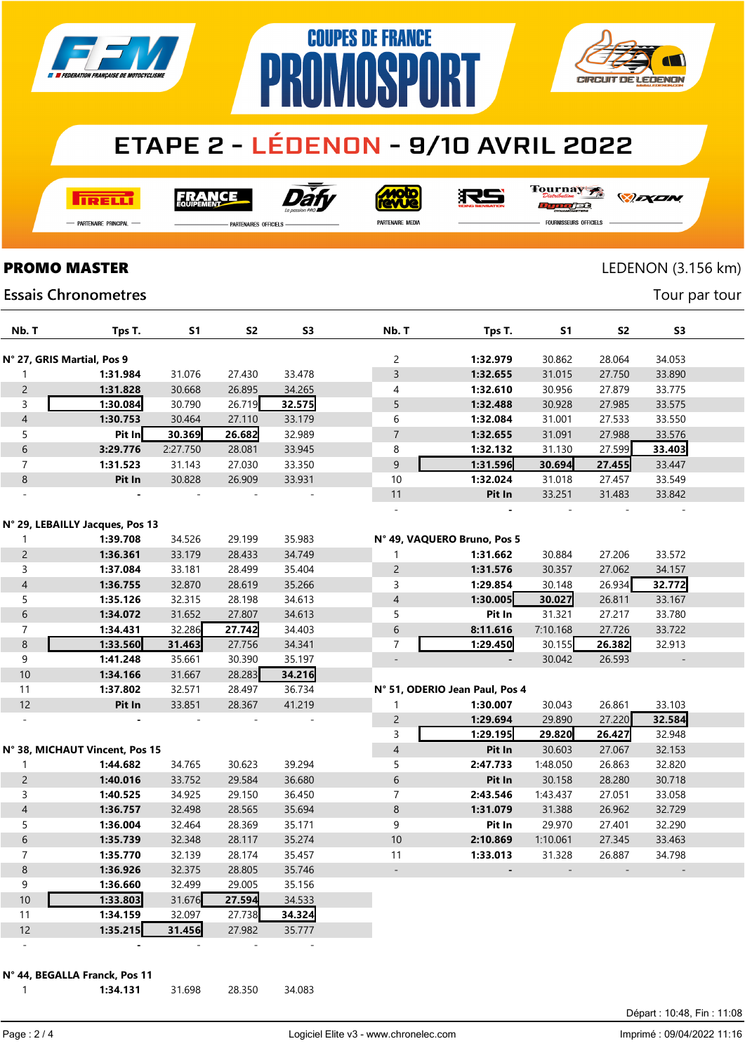# COUPES DE FRANCE PROMOSPORT

## ETAPE 2 - LÉDENON - 9/10 AVRIL 2022

PARTENAIRE PRINCIPAL — PARTENAIRES OFFICIELS — PARTENAIRE MEDIA — FOURNISSEURS OFFICIELS

**PROMO MASTER** LEDENON (3.156 km)

Essais Chronometres — Tour par tour

| Nb. T | Tps T. | S1 | S2 | S3 |
|---|---|---|---|---|
| **N° 27, GRIS Martial, Pos 9** | | | | |
| 1 | **1:31.984** | 31.076 | 27.430 | 33.478 |
| 2 | **1:31.828** | 30.668 | 26.895 | 34.265 |
| 3 | **1:30.084** | 30.790 | 26.719 | **32.575** |
| 4 | **1:30.753** | 30.464 | 27.110 | 33.179 |
| 5 | **Pit In** | **30.369** | **26.682** | 32.989 |
| 6 | **3:29.776** | 2:27.750 | 28.081 | 33.945 |
| 7 | **1:31.523** | 31.143 | 27.030 | 33.350 |
| 8 | **Pit In** | 30.828 | 26.909 | 33.931 |
| - | - | - | - | - |
| **N° 29, LEBAILLY Jacques, Pos 13** | | | | |
| 1 | **1:39.708** | 34.526 | 29.199 | 35.983 |
| 2 | **1:36.361** | 33.179 | 28.433 | 34.749 |
| 3 | **1:37.084** | 33.181 | 28.499 | 35.404 |
| 4 | **1:36.755** | 32.870 | 28.619 | 35.266 |
| 5 | **1:35.126** | 32.315 | 28.198 | 34.613 |
| 6 | **1:34.072** | 31.652 | 27.807 | 34.613 |
| 7 | **1:34.431** | 32.286 | **27.742** | 34.403 |
| 8 | **1:33.560** | **31.463** | 27.756 | 34.341 |
| 9 | **1:41.248** | 35.661 | 30.390 | 35.197 |
| 10 | **1:34.166** | 31.667 | 28.283 | **34.216** |
| 11 | **1:37.802** | 32.571 | 28.497 | 36.734 |
| 12 | **Pit In** | 33.851 | 28.367 | 41.219 |
| - | - | - | - | - |
| **N° 38, MICHAUT Vincent, Pos 15** | | | | |
| 1 | **1:44.682** | 34.765 | 30.623 | 39.294 |
| 2 | **1:40.016** | 33.752 | 29.584 | 36.680 |
| 3 | **1:40.525** | 34.925 | 29.150 | 36.450 |
| 4 | **1:36.757** | 32.498 | 28.565 | 35.694 |
| 5 | **1:36.004** | 32.464 | 28.369 | 35.171 |
| 6 | **1:35.739** | 32.348 | 28.117 | 35.274 |
| 7 | **1:35.770** | 32.139 | 28.174 | 35.457 |
| 8 | **1:36.926** | 32.375 | 28.805 | 35.746 |
| 9 | **1:36.660** | 32.499 | 29.005 | 35.156 |
| 10 | **1:33.803** | 31.676 | **27.594** | 34.533 |
| 11 | **1:34.159** | 32.097 | 27.738 | **34.324** |
| 12 | **1:35.215** | **31.456** | 27.982 | 35.777 |
| - | - | - | - | - |
| **N° 44, BEGALLA Franck, Pos 11** | | | | |
| 1 | **1:34.131** | 31.698 | 28.350 | 34.083 |
| 2 | **1:32.979** | 30.862 | 28.064 | 34.053 |
| 3 | **1:32.655** | 31.015 | 27.750 | 33.890 |
| 4 | **1:32.610** | 30.956 | 27.879 | 33.775 |
| 5 | **1:32.488** | 30.928 | 27.985 | 33.575 |
| 6 | **1:32.084** | 31.001 | 27.533 | 33.550 |
| 7 | **1:32.655** | 31.091 | 27.988 | 33.576 |
| 8 | **1:32.132** | 31.130 | 27.599 | **33.403** |
| 9 | **1:31.596** | **30.694** | **27.455** | 33.447 |
| 10 | **1:32.024** | 31.018 | 27.457 | 33.549 |
| 11 | **Pit In** | 33.251 | 31.483 | 33.842 |
| - | - | - | - | - |
| **N° 49, VAQUERO Bruno, Pos 5** | | | | |
| 1 | **1:31.662** | 30.884 | 27.206 | 33.572 |
| 2 | **1:31.576** | 30.357 | 27.062 | 34.157 |
| 3 | **1:29.854** | 30.148 | 26.934 | **32.772** |
| 4 | **1:30.005** | **30.027** | 26.811 | 33.167 |
| 5 | **Pit In** | 31.321 | 27.217 | 33.780 |
| 6 | **8:11.616** | 7:10.168 | 27.726 | 33.722 |
| 7 | **1:29.450** | 30.155 | **26.382** | 32.913 |
| - | - | 30.042 | 26.593 | - |
| **N° 51, ODERIO Jean Paul, Pos 4** | | | | |
| 1 | **1:30.007** | 30.043 | 26.861 | 33.103 |
| 2 | **1:29.694** | 29.890 | 27.220 | **32.584** |
| 3 | **1:29.195** | **29.820** | **26.427** | 32.948 |
| 4 | **Pit In** | 30.603 | 27.067 | 32.153 |
| 5 | **2:47.733** | 1:48.050 | 26.863 | 32.820 |
| 6 | **Pit In** | 30.158 | 28.280 | 30.718 |
| 7 | **2:43.546** | 1:43.437 | 27.051 | 33.058 |
| 8 | **1:31.079** | 31.388 | 26.962 | 32.729 |
| 9 | **Pit In** | 29.970 | 27.401 | 32.290 |
| 10 | **2:10.869** | 1:10.061 | 27.345 | 33.463 |
| 11 | **1:33.013** | 31.328 | 26.887 | 34.798 |
| - | - | - | - | - |

Départ : 10:48, Fin : 11:08

Logiciel Elite v3 - www.chronelec.com — Imprimé : 09/04/2022 11:16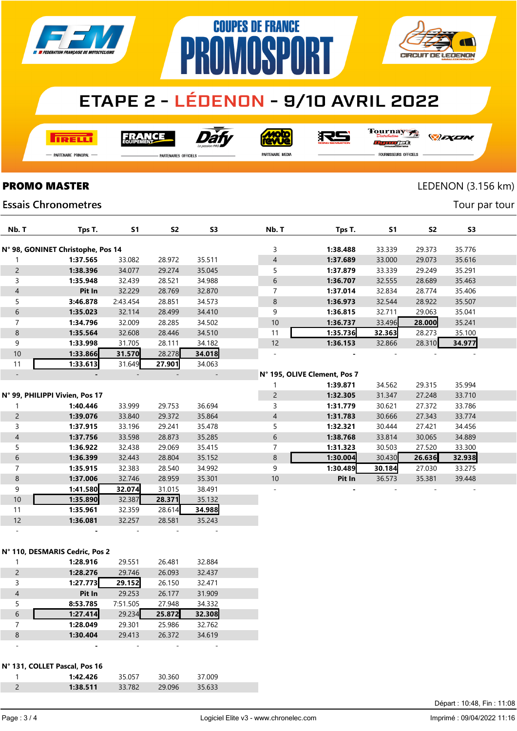# COUPES DE FRANCE PROMOSPORT

## ETAPE 2 - LÉDENON - 9/10 AVRIL 2022

PARTENAIRE PRINCIPAL — PARTENAIRES OFFICIELS — PARTENAIRE MEDIA — FOURNISSEURS OFFICIELS

**PROMO MASTER** LEDENON (3.156 km)

Essais Chronometres — Tour par tour

| Nb. T | Tps T. | S1 | S2 | S3 |
|---|---|---|---|---|
| **N° 98, GONINET Christophe, Pos 14** | | | | |
| 1 | **1:37.565** | 33.082 | 28.972 | 35.511 |
| 2 | **1:38.396** | 34.077 | 29.274 | 35.045 |
| 3 | **1:35.948** | 32.439 | 28.521 | 34.988 |
| 4 | **Pit In** | 32.229 | 28.769 | 32.870 |
| 5 | **3:46.878** | 2:43.454 | 28.851 | 34.573 |
| 6 | **1:35.023** | 32.114 | 28.499 | 34.410 |
| 7 | **1:34.796** | 32.009 | 28.285 | 34.502 |
| 8 | **1:35.564** | 32.608 | 28.446 | 34.510 |
| 9 | **1:33.998** | 31.705 | 28.111 | 34.182 |
| 10 | **1:33.866** | **31.570** | 28.278 | **34.018** |
| 11 | **1:33.613** | 31.649 | **27.901** | 34.063 |
| - | - | - | - | - |
| **N° 99, PHILIPPI Vivien, Pos 17** | | | | |
| 1 | **1:40.446** | 33.999 | 29.753 | 36.694 |
| 2 | **1:39.076** | 33.840 | 29.372 | 35.864 |
| 3 | **1:37.915** | 33.196 | 29.241 | 35.478 |
| 4 | **1:37.756** | 33.598 | 28.873 | 35.285 |
| 5 | **1:36.922** | 32.438 | 29.069 | 35.415 |
| 6 | **1:36.399** | 32.443 | 28.804 | 35.152 |
| 7 | **1:35.915** | 32.383 | 28.540 | 34.992 |
| 8 | **1:37.006** | 32.746 | 28.959 | 35.301 |
| 9 | **1:41.580** | **32.074** | 31.015 | 38.491 |
| 10 | **1:35.890** | 32.387 | **28.371** | 35.132 |
| 11 | **1:35.961** | 32.359 | 28.614 | **34.988** |
| 12 | **1:36.081** | 32.257 | 28.581 | 35.243 |
| - | - | - | - | - |
| **N° 110, DESMARIS Cedric, Pos 2** | | | | |
| 1 | **1:28.916** | 29.551 | 26.481 | 32.884 |
| 2 | **1:28.276** | 29.746 | 26.093 | 32.437 |
| 3 | **1:27.773** | **29.152** | 26.150 | 32.471 |
| 4 | **Pit In** | 29.253 | 26.177 | 31.909 |
| 5 | **8:53.785** | 7:51.505 | 27.948 | 34.332 |
| 6 | **1:27.414** | 29.234 | **25.872** | **32.308** |
| 7 | **1:28.049** | 29.301 | 25.986 | 32.762 |
| 8 | **1:30.404** | 29.413 | 26.372 | 34.619 |
| - | - | - | - | - |
| **N° 131, COLLET Pascal, Pos 16** | | | | |
| 1 | **1:42.426** | 35.057 | 30.360 | 37.009 |
| 2 | **1:38.511** | 33.782 | 29.096 | 35.633 |
| 3 | **1:38.488** | 33.339 | 29.373 | 35.776 |
| 4 | **1:37.689** | 33.000 | 29.073 | 35.616 |
| 5 | **1:37.879** | 33.339 | 29.249 | 35.291 |
| 6 | **1:36.707** | 32.555 | 28.689 | 35.463 |
| 7 | **1:37.014** | 32.834 | 28.774 | 35.406 |
| 8 | **1:36.973** | 32.544 | 28.922 | 35.507 |
| 9 | **1:36.815** | 32.711 | 29.063 | 35.041 |
| 10 | **1:36.737** | 33.496 | **28.000** | 35.241 |
| 11 | **1:35.736** | **32.363** | 28.273 | 35.100 |
| 12 | **1:36.153** | 32.866 | 28.310 | **34.977** |
| - | - | - | - | - |
| **N° 195, OLIVE Clement, Pos 7** | | | | |
| 1 | **1:39.871** | 34.562 | 29.315 | 35.994 |
| 2 | **1:32.305** | 31.347 | 27.248 | 33.710 |
| 3 | **1:31.779** | 30.621 | 27.372 | 33.786 |
| 4 | **1:31.783** | 30.666 | 27.343 | 33.774 |
| 5 | **1:32.321** | 30.444 | 27.421 | 34.456 |
| 6 | **1:38.768** | 33.814 | 30.065 | 34.889 |
| 7 | **1:31.323** | 30.503 | 27.520 | 33.300 |
| 8 | **1:30.004** | 30.430 | **26.636** | **32.938** |
| 9 | **1:30.489** | **30.184** | 27.030 | 33.275 |
| 10 | **Pit In** | 36.573 | 35.381 | 39.448 |
| - | - | - | - | - |

Départ : 10:48, Fin : 11:08

Logiciel Elite v3 - www.chronelec.com

Imprimé : 09/04/2022 11:16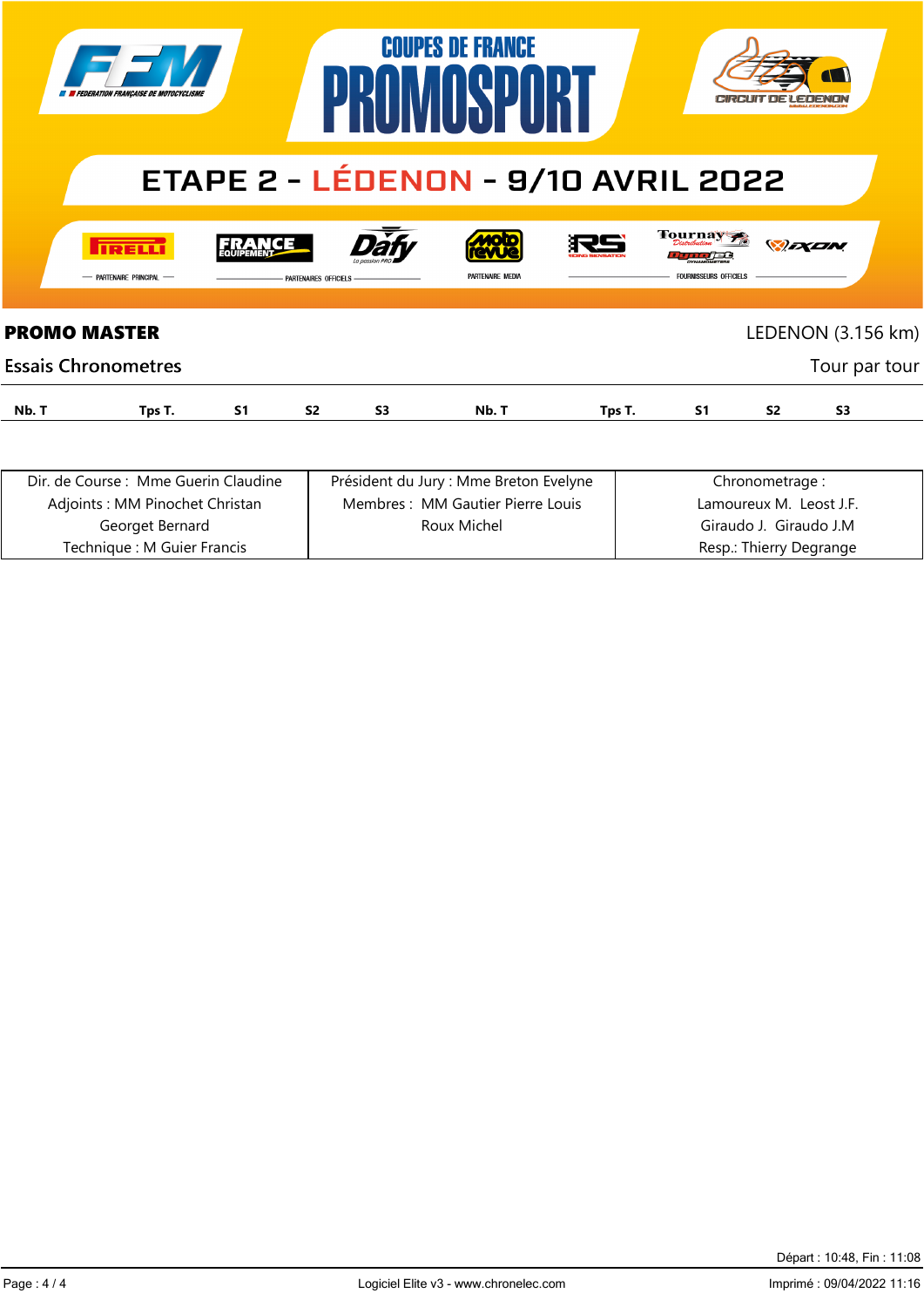COUPES DE FRANCE
PROMOSPORT

# ETAPE 2 - LÉDENON - 9/10 AVRIL 2022

PARTENAIRE PRINCIPAL — PARTENAIRES OFFICIELS — PARTENAIRE MEDIA — FOURNISSEURS OFFICIELS

**PROMO MASTER** LEDENON (3.156 km)

Essais Chronometres Tour par tour

| Nb. T | Tps T. | S1 | S2 | S3 | Nb. T | Tps T. | S1 | S2 | S3 |
|---|---|---|---|---|---|---|---|---|---|

| | | |
|---|---|---|
| Dir. de Course : Mme Guerin Claudine<br>Adjoints : MM Pinochet Christan<br>Georget Bernard<br>Technique : M Guier Francis | Président du Jury : Mme Breton Evelyne<br>Membres : MM Gautier Pierre Louis<br>Roux Michel | Chronometrage :<br>Lamoureux M. Leost J.F.<br>Giraudo J. Giraudo J.M<br>Resp.: Thierry Degrange |

Départ : 10:48, Fin : 11:08

Logiciel Elite v3 - www.chronelec.com

Imprimé : 09/04/2022 11:16